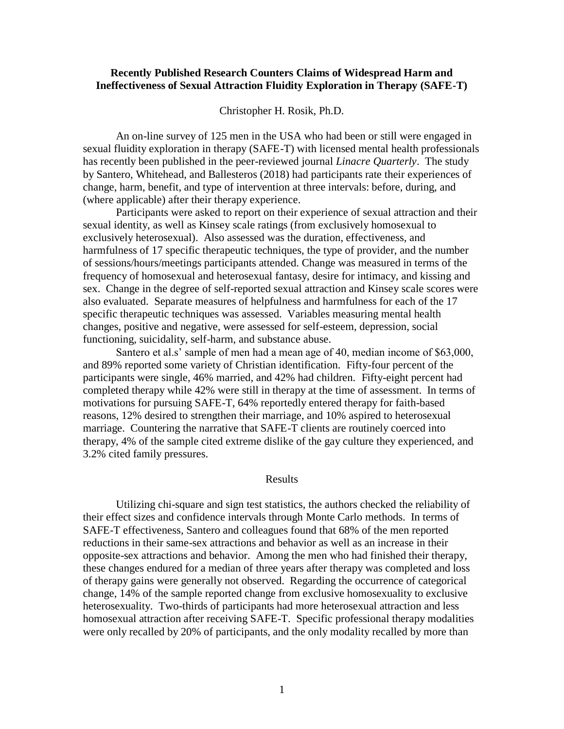# Recently Published Research Counters Claims of Widespread Harm and Ineffectiveness of Sexual Attraction Fluidity Exploration in Therapy (SAFE-T)

Christopher H. Rosik, Ph.D.

An on-line survey of 125 men in the USA who had been or still were engaged in sexual fluidity exploration in therapy (SAFE-T) with licensed mental health professionals has recently been published in the peer-reviewed journal *Linacre Quarterly*. The study by Santero, Whitehead, and Ballesteros (2018) had participants rate their experiences of change, harm, benefit, and type of intervention at three intervals: before, during, and (where applicable) after their therapy experience.

Participants were asked to report on their experience of sexual attraction and their sexual identity, as well as Kinsey scale ratings (from exclusively homosexual to exclusively heterosexual). Also assessed was the duration, effectiveness, and harmfulness of 17 specific therapeutic techniques, the type of provider, and the number of sessions/hours/meetings participants attended. Change was measured in terms of the frequency of homosexual and heterosexual fantasy, desire for intimacy, and kissing and sex. Change in the degree of self-reported sexual attraction and Kinsey scale scores were also evaluated. Separate measures of helpfulness and harmfulness for each of the 17 specific therapeutic techniques was assessed. Variables measuring mental health changes, positive and negative, were assessed for self-esteem, depression, social functioning, suicidality, self-harm, and substance abuse.

Santero et al.s' sample of men had a mean age of 40, median income of $63,000, and 89% reported some variety of Christian identification. Fifty-four percent of the participants were single, 46% married, and 42% had children. Fifty-eight percent had completed therapy while 42% were still in therapy at the time of assessment. In terms of motivations for pursuing SAFE-T, 64% reportedly entered therapy for faith-based reasons, 12% desired to strengthen their marriage, and 10% aspired to heterosexual marriage. Countering the narrative that SAFE-T clients are routinely coerced into therapy, 4% of the sample cited extreme dislike of the gay culture they experienced, and 3.2% cited family pressures.

## Results

Utilizing chi-square and sign test statistics, the authors checked the reliability of their effect sizes and confidence intervals through Monte Carlo methods. In terms of SAFE-T effectiveness, Santero and colleagues found that 68% of the men reported reductions in their same-sex attractions and behavior as well as an increase in their opposite-sex attractions and behavior. Among the men who had finished their therapy, these changes endured for a median of three years after therapy was completed and loss of therapy gains were generally not observed. Regarding the occurrence of categorical change, 14% of the sample reported change from exclusive homosexuality to exclusive heterosexuality. Two-thirds of participants had more heterosexual attraction and less homosexual attraction after receiving SAFE-T. Specific professional therapy modalities were only recalled by 20% of participants, and the only modality recalled by more than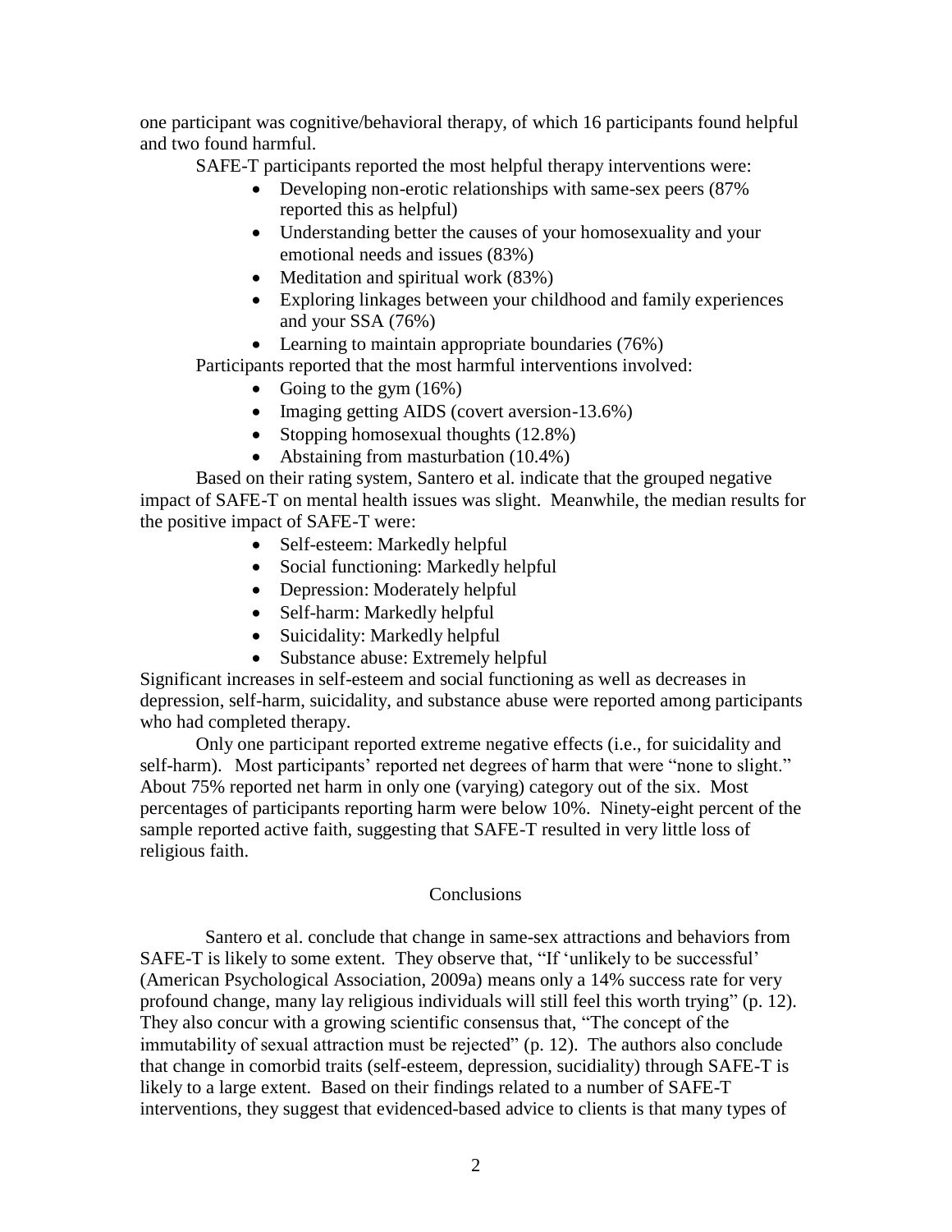one participant was cognitive/behavioral therapy, of which 16 participants found helpful and two found harmful.

SAFE-T participants reported the most helpful therapy interventions were:

- Developing non-erotic relationships with same-sex peers (87% reported this as helpful)
- Understanding better the causes of your homosexuality and your emotional needs and issues (83%)
- Meditation and spiritual work (83%)
- Exploring linkages between your childhood and family experiences and your SSA (76%)
- Learning to maintain appropriate boundaries (76%)

Participants reported that the most harmful interventions involved:

- Going to the gym (16%)
- Imaging getting AIDS (covert aversion-13.6%)
- Stopping homosexual thoughts (12.8%)
- Abstaining from masturbation (10.4%)

Based on their rating system, Santero et al. indicate that the grouped negative impact of SAFE-T on mental health issues was slight. Meanwhile, the median results for the positive impact of SAFE-T were:

- Self-esteem: Markedly helpful
- Social functioning: Markedly helpful
- Depression: Moderately helpful
- Self-harm: Markedly helpful
- Suicidality: Markedly helpful
- Substance abuse: Extremely helpful

Significant increases in self-esteem and social functioning as well as decreases in depression, self-harm, suicidality, and substance abuse were reported among participants who had completed therapy.

Only one participant reported extreme negative effects (i.e., for suicidality and self-harm). Most participants' reported net degrees of harm that were "none to slight." About 75% reported net harm in only one (varying) category out of the six. Most percentages of participants reporting harm were below 10%. Ninety-eight percent of the sample reported active faith, suggesting that SAFE-T resulted in very little loss of religious faith.

## Conclusions

Santero et al. conclude that change in same-sex attractions and behaviors from SAFE-T is likely to some extent. They observe that, "If 'unlikely to be successful' (American Psychological Association, 2009a) means only a 14% success rate for very profound change, many lay religious individuals will still feel this worth trying" (p. 12). They also concur with a growing scientific consensus that, "The concept of the immutability of sexual attraction must be rejected" (p. 12). The authors also conclude that change in comorbid traits (self-esteem, depression, sucidiality) through SAFE-T is likely to a large extent. Based on their findings related to a number of SAFE-T interventions, they suggest that evidenced-based advice to clients is that many types of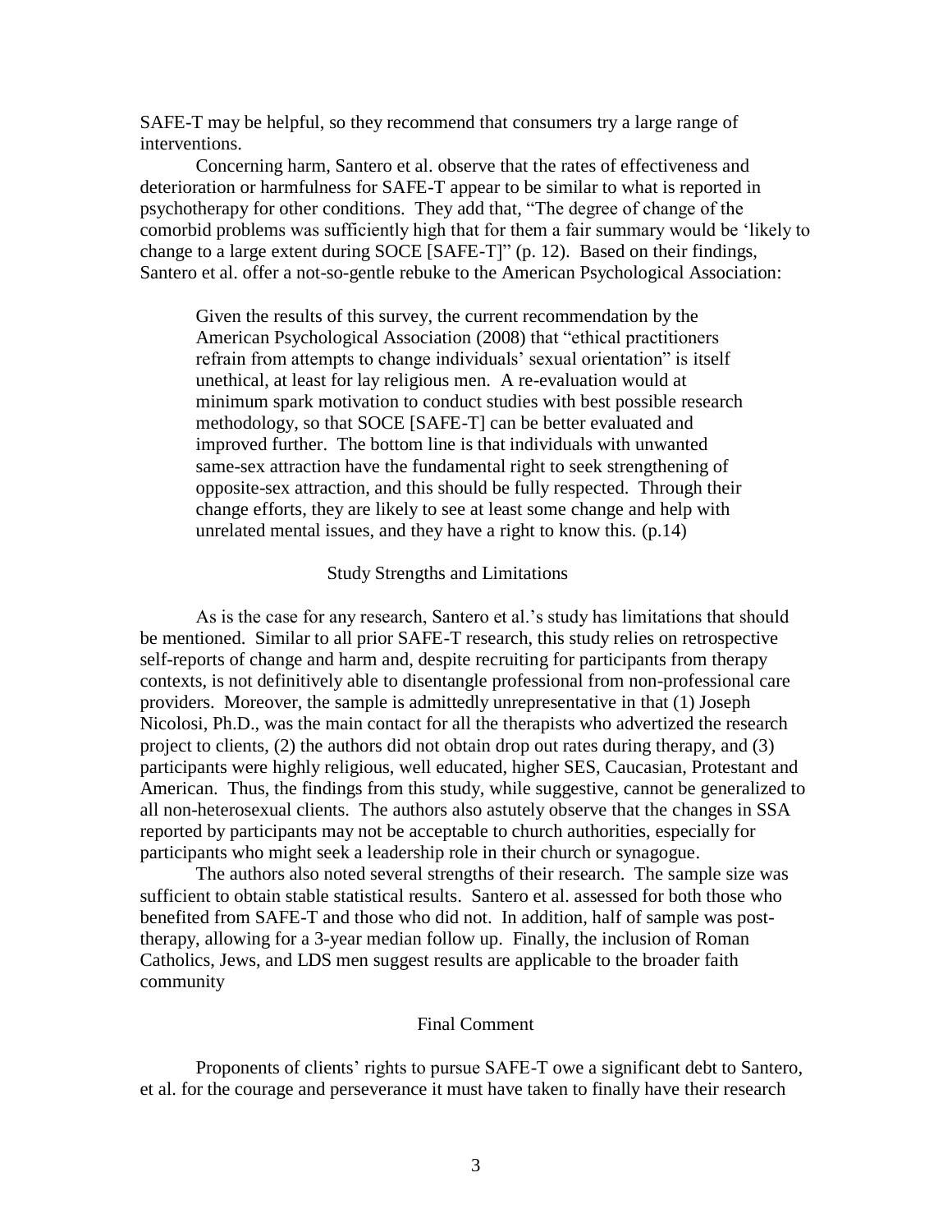SAFE-T may be helpful, so they recommend that consumers try a large range of interventions.

Concerning harm, Santero et al. observe that the rates of effectiveness and deterioration or harmfulness for SAFE-T appear to be similar to what is reported in psychotherapy for other conditions. They add that, "The degree of change of the comorbid problems was sufficiently high that for them a fair summary would be 'likely to change to a large extent during SOCE [SAFE-T]" (p. 12). Based on their findings, Santero et al. offer a not-so-gentle rebuke to the American Psychological Association:

> Given the results of this survey, the current recommendation by the American Psychological Association (2008) that "ethical practitioners refrain from attempts to change individuals' sexual orientation" is itself unethical, at least for lay religious men. A re-evaluation would at minimum spark motivation to conduct studies with best possible research methodology, so that SOCE [SAFE-T] can be better evaluated and improved further. The bottom line is that individuals with unwanted same-sex attraction have the fundamental right to seek strengthening of opposite-sex attraction, and this should be fully respected. Through their change efforts, they are likely to see at least some change and help with unrelated mental issues, and they have a right to know this. (p.14)

## Study Strengths and Limitations

As is the case for any research, Santero et al.'s study has limitations that should be mentioned. Similar to all prior SAFE-T research, this study relies on retrospective self-reports of change and harm and, despite recruiting for participants from therapy contexts, is not definitively able to disentangle professional from non-professional care providers. Moreover, the sample is admittedly unrepresentative in that (1) Joseph Nicolosi, Ph.D., was the main contact for all the therapists who advertized the research project to clients, (2) the authors did not obtain drop out rates during therapy, and (3) participants were highly religious, well educated, higher SES, Caucasian, Protestant and American. Thus, the findings from this study, while suggestive, cannot be generalized to all non-heterosexual clients. The authors also astutely observe that the changes in SSA reported by participants may not be acceptable to church authorities, especially for participants who might seek a leadership role in their church or synagogue.

The authors also noted several strengths of their research. The sample size was sufficient to obtain stable statistical results. Santero et al. assessed for both those who benefited from SAFE-T and those who did not. In addition, half of sample was post-therapy, allowing for a 3-year median follow up. Finally, the inclusion of Roman Catholics, Jews, and LDS men suggest results are applicable to the broader faith community

## Final Comment

Proponents of clients' rights to pursue SAFE-T owe a significant debt to Santero, et al. for the courage and perseverance it must have taken to finally have their research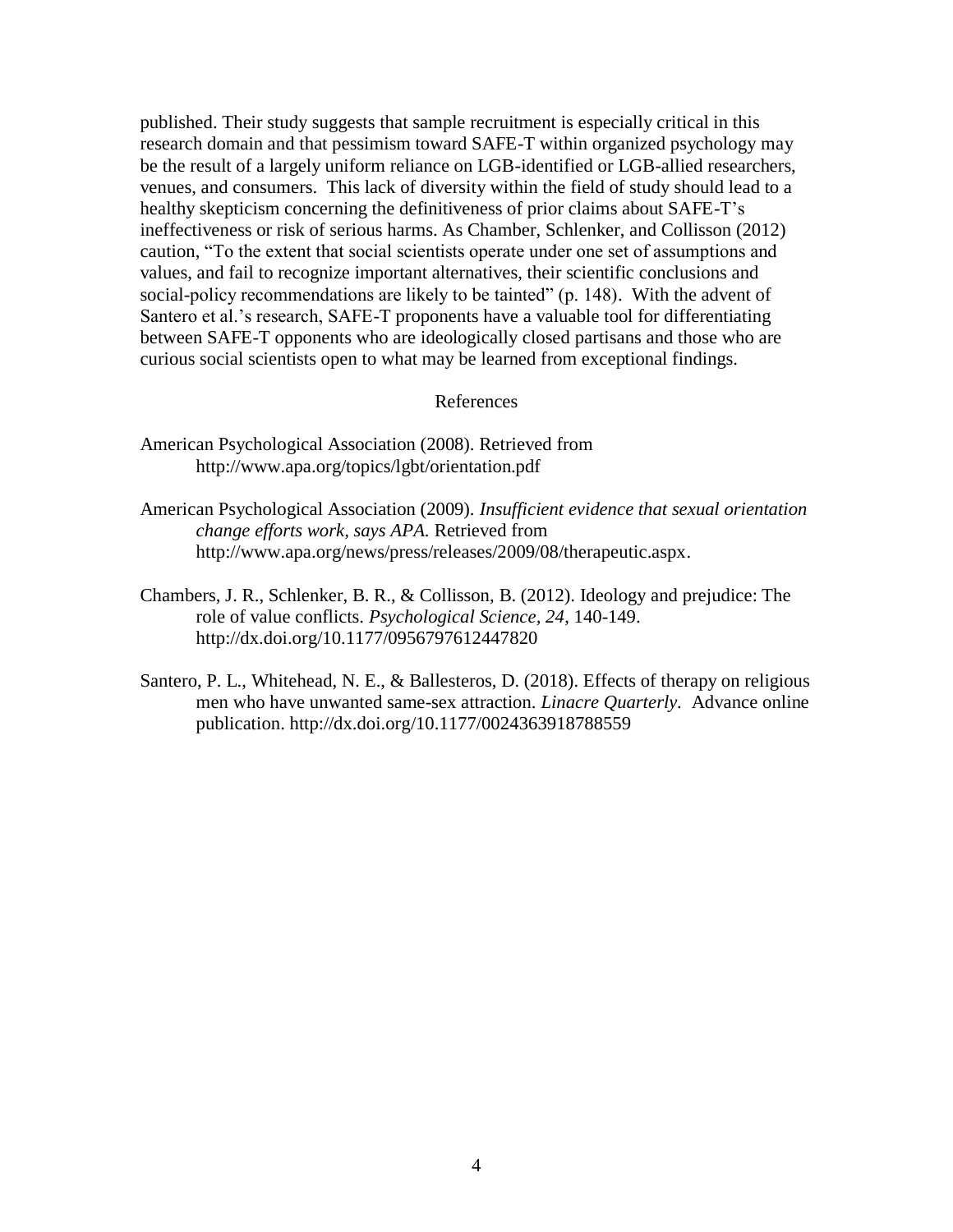published. Their study suggests that sample recruitment is especially critical in this research domain and that pessimism toward SAFE-T within organized psychology may be the result of a largely uniform reliance on LGB-identified or LGB-allied researchers, venues, and consumers. This lack of diversity within the field of study should lead to a healthy skepticism concerning the definitiveness of prior claims about SAFE-T's ineffectiveness or risk of serious harms. As Chamber, Schlenker, and Collisson (2012) caution, "To the extent that social scientists operate under one set of assumptions and values, and fail to recognize important alternatives, their scientific conclusions and social-policy recommendations are likely to be tainted" (p. 148). With the advent of Santero et al.'s research, SAFE-T proponents have a valuable tool for differentiating between SAFE-T opponents who are ideologically closed partisans and those who are curious social scientists open to what may be learned from exceptional findings.

## References

American Psychological Association (2008). Retrieved from http://www.apa.org/topics/lgbt/orientation.pdf

American Psychological Association (2009). *Insufficient evidence that sexual orientation change efforts work, says APA.* Retrieved from http://www.apa.org/news/press/releases/2009/08/therapeutic.aspx.

Chambers, J. R., Schlenker, B. R., & Collisson, B. (2012). Ideology and prejudice: The role of value conflicts. *Psychological Science, 24*, 140-149. http://dx.doi.org/10.1177/0956797612447820

Santero, P. L., Whitehead, N. E., & Ballesteros, D. (2018). Effects of therapy on religious men who have unwanted same-sex attraction. *Linacre Quarterly.* Advance online publication. http://dx.doi.org/10.1177/0024363918788559